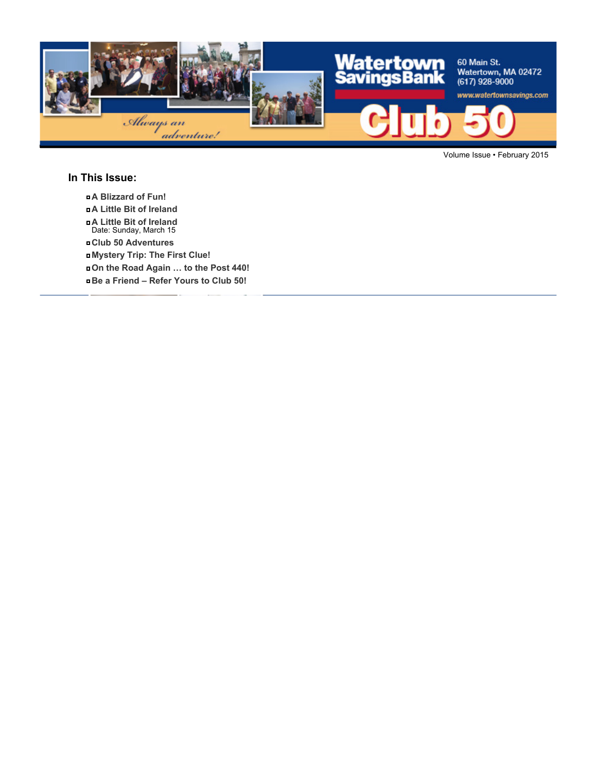Watertown Savings Bank

60 Main St.
Watertown, MA 02472
(617) 928-9000
www.watertownsavings.com

*Always an adventure!*

# Club 50

Volume Issue • February 2015

## In This Issue:

- **A Blizzard of Fun!**
- **A Little Bit of Ireland**
- **A Little Bit of Ireland**
  Date: Sunday, March 15
- **Club 50 Adventures**
- **Mystery Trip: The First Clue!**
- **On the Road Again … to the Post 440!**
- **Be a Friend – Refer Yours to Club 50!**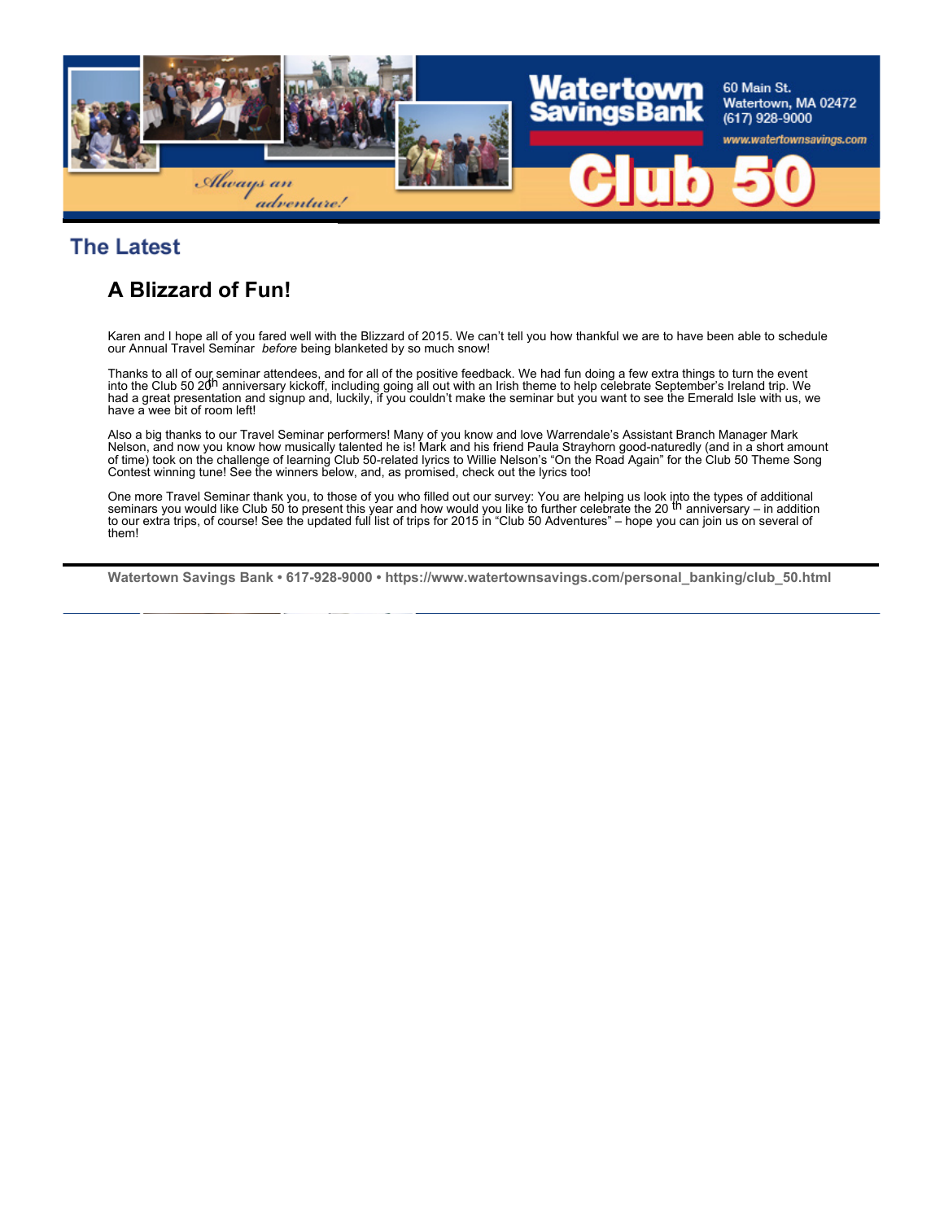## The Latest

### A Blizzard of Fun!

Karen and I hope all of you fared well with the Blizzard of 2015. We can't tell you how thankful we are to have been able to schedule our Annual Travel Seminar *before* being blanketed by so much snow!

Thanks to all of our seminar attendees, and for all of the positive feedback. We had fun doing a few extra things to turn the event into the Club 50 20th anniversary kickoff, including going all out with an Irish theme to help celebrate September's Ireland trip. We had a great presentation and signup and, luckily, if you couldn't make the seminar but you want to see the Emerald Isle with us, we have a wee bit of room left!

Also a big thanks to our Travel Seminar performers! Many of you know and love Warrendale's Assistant Branch Manager Mark Nelson, and now you know how musically talented he is! Mark and his friend Paula Strayhorn good-naturedly (and in a short amount of time) took on the challenge of learning Club 50-related lyrics to Willie Nelson's "On the Road Again" for the Club 50 Theme Song Contest winning tune! See the winners below, and, as promised, check out the lyrics too!

One more Travel Seminar thank you, to those of you who filled out our survey: You are helping us look into the types of additional seminars you would like Club 50 to present this year and how would you like to further celebrate the 20th anniversary – in addition to our extra trips, of course! See the updated full list of trips for 2015 in "Club 50 Adventures" – hope you can join us on several of them!

**Watertown Savings Bank • 617-928-9000 • https://www.watertownsavings.com/personal_banking/club_50.html**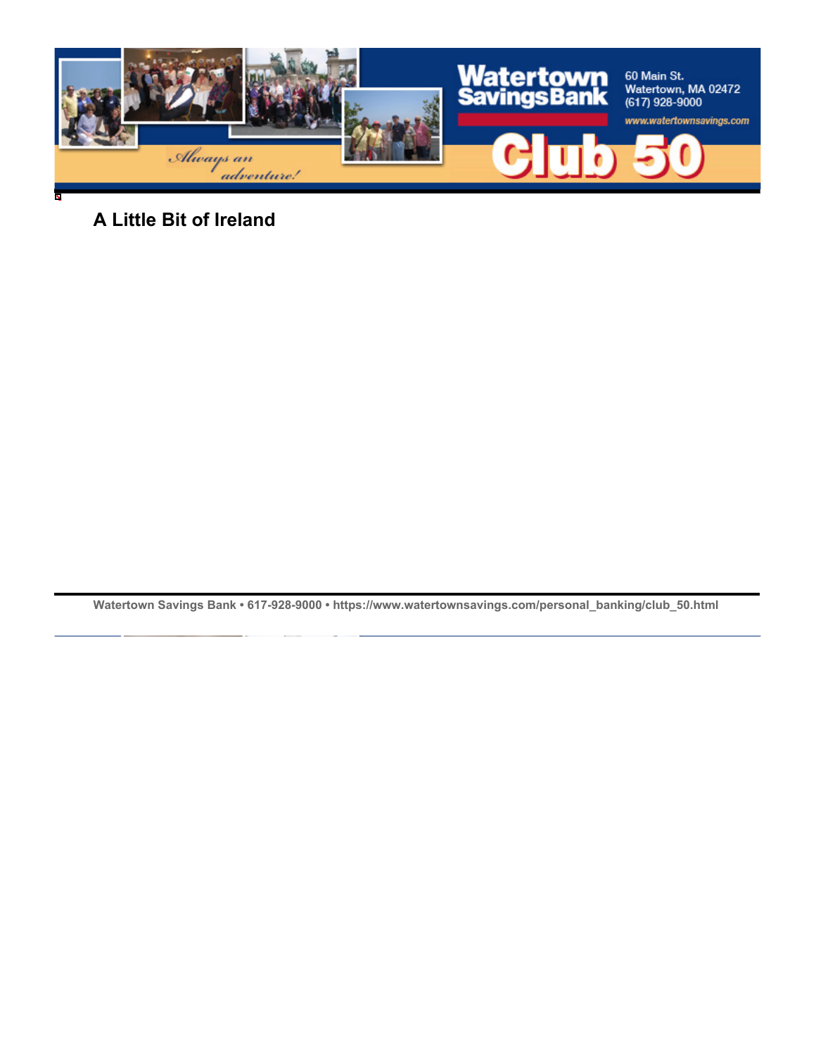## A Little Bit of Ireland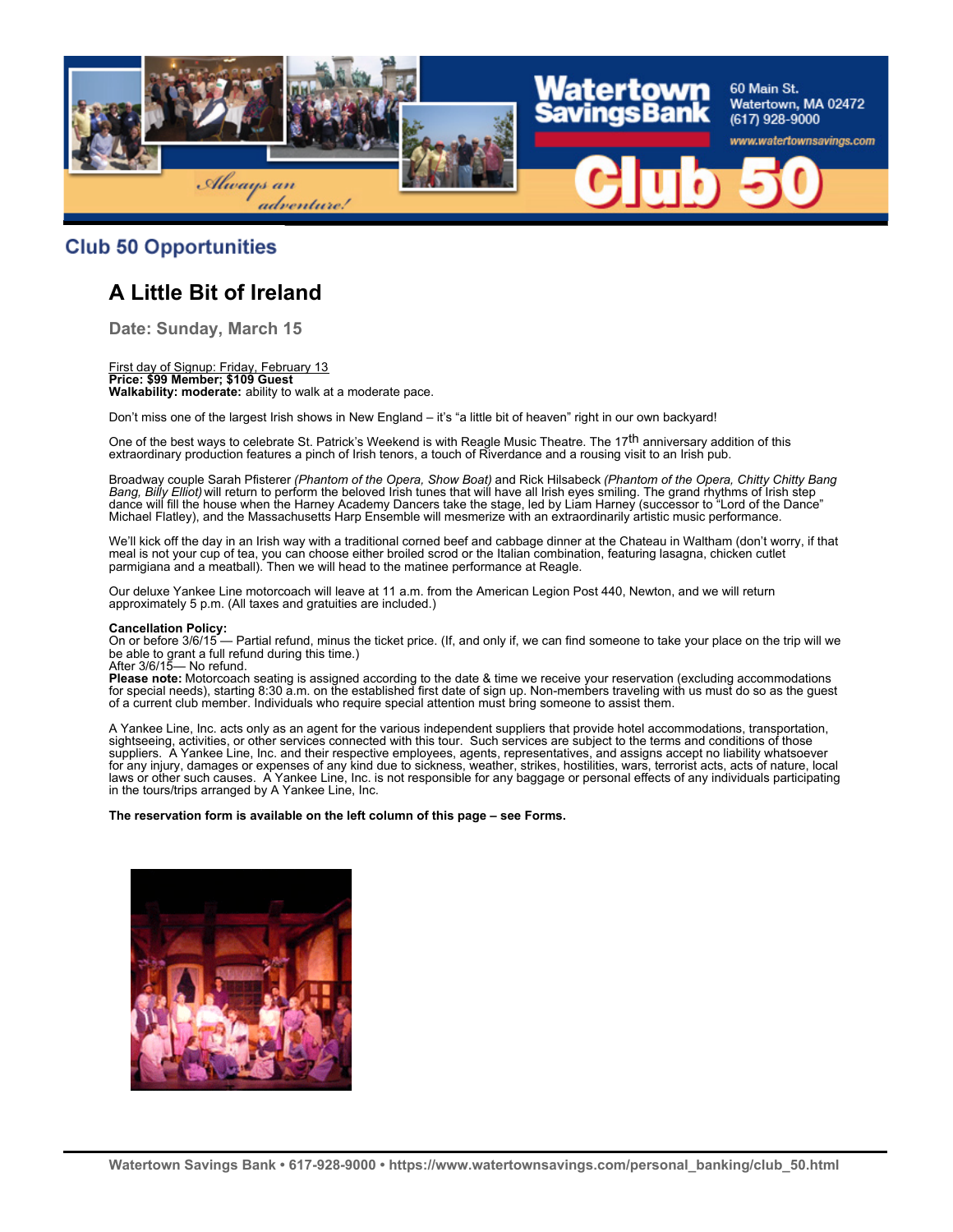## Club 50 Opportunities

# A Little Bit of Ireland

### Date: Sunday, March 15

First day of Signup: Friday, February 13
**Price: $99 Member; $109 Guest**
**Walkability: moderate:** ability to walk at a moderate pace.

Don't miss one of the largest Irish shows in New England – it's "a little bit of heaven" right in our own backyard!

One of the best ways to celebrate St. Patrick's Weekend is with Reagle Music Theatre. The 17th anniversary addition of this extraordinary production features a pinch of Irish tenors, a touch of Riverdance and a rousing visit to an Irish pub.

Broadway couple Sarah Pfisterer *(Phantom of the Opera, Show Boat)* and Rick Hilsabeck *(Phantom of the Opera, Chitty Chitty Bang Bang, Billy Elliot)* will return to perform the beloved Irish tunes that will have all Irish eyes smiling. The grand rhythms of Irish step dance will fill the house when the Harney Academy Dancers take the stage, led by Liam Harney (successor to "Lord of the Dance" Michael Flatley), and the Massachusetts Harp Ensemble will mesmerize with an extraordinarily artistic music performance.

We'll kick off the day in an Irish way with a traditional corned beef and cabbage dinner at the Chateau in Waltham (don't worry, if that meal is not your cup of tea, you can choose either broiled scrod or the Italian combination, featuring lasagna, chicken cutlet parmigiana and a meatball). Then we will head to the matinee performance at Reagle.

Our deluxe Yankee Line motorcoach will leave at 11 a.m. from the American Legion Post 440, Newton, and we will return approximately 5 p.m. (All taxes and gratuities are included.)

**Cancellation Policy:**
On or before 3/6/15 — Partial refund, minus the ticket price. (If, and only if, we can find someone to take your place on the trip will we be able to grant a full refund during this time.)
After 3/6/15— No refund.
**Please note:** Motorcoach seating is assigned according to the date & time we receive your reservation (excluding accommodations for special needs), starting 8:30 a.m. on the established first date of sign up. Non-members traveling with us must do so as the guest of a current club member. Individuals who require special attention must bring someone to assist them.

A Yankee Line, Inc. acts only as an agent for the various independent suppliers that provide hotel accommodations, transportation, sightseeing, activities, or other services connected with this tour. Such services are subject to the terms and conditions of those suppliers. A Yankee Line, Inc. and their respective employees, agents, representatives, and assigns accept no liability whatsoever for any injury, damages or expenses of any kind due to sickness, weather, strikes, hostilities, wars, terrorist acts, acts of nature, local laws or other such causes. A Yankee Line, Inc. is not responsible for any baggage or personal effects of any individuals participating in the tours/trips arranged by A Yankee Line, Inc.

**The reservation form is available on the left column of this page – see Forms.**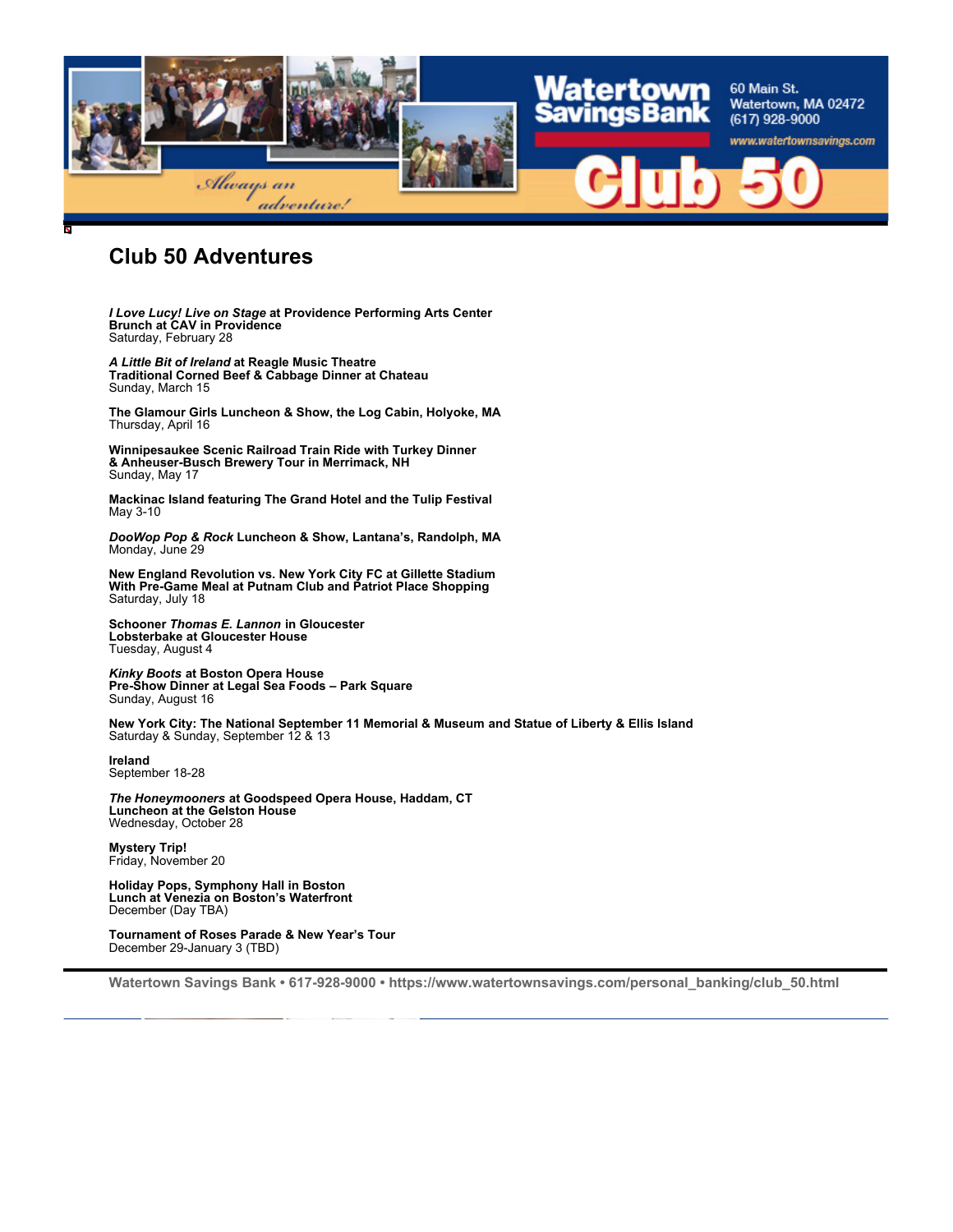Watertown Savings Bank
60 Main St.
Watertown, MA 02472
(617) 928-9000
www.watertownsavings.com

*Always an adventure!*

Club 50

# Club 50 Adventures

***I Love Lucy! Live on Stage*** **at Providence Performing Arts Center**
**Brunch at CAV in Providence**
Saturday, February 28

***A Little Bit of Ireland*** **at Reagle Music Theatre**
**Traditional Corned Beef & Cabbage Dinner at Chateau**
Sunday, March 15

**The Glamour Girls Luncheon & Show, the Log Cabin, Holyoke, MA**
Thursday, April 16

**Winnipesaukee Scenic Railroad Train Ride with Turkey Dinner**
**& Anheuser-Busch Brewery Tour in Merrimack, NH**
Sunday, May 17

**Mackinac Island featuring The Grand Hotel and the Tulip Festival**
May 3-10

***DooWop Pop & Rock*** **Luncheon & Show, Lantana's, Randolph, MA**
Monday, June 29

**New England Revolution vs. New York City FC at Gillette Stadium**
**With Pre-Game Meal at Putnam Club and Patriot Place Shopping**
Saturday, July 18

**Schooner *Thomas E. Lannon* in Gloucester**
**Lobsterbake at Gloucester House**
Tuesday, August 4

***Kinky Boots*** **at Boston Opera House**
**Pre-Show Dinner at Legal Sea Foods – Park Square**
Sunday, August 16

**New York City: The National September 11 Memorial & Museum and Statue of Liberty & Ellis Island**
Saturday & Sunday, September 12 & 13

**Ireland**
September 18-28

***The Honeymooners*** **at Goodspeed Opera House, Haddam, CT**
**Luncheon at the Gelston House**
Wednesday, October 28

**Mystery Trip!**
Friday, November 20

**Holiday Pops, Symphony Hall in Boston**
**Lunch at Venezia on Boston's Waterfront**
December (Day TBA)

**Tournament of Roses Parade & New Year's Tour**
December 29-January 3 (TBD)

**Watertown Savings Bank • 617-928-9000 • https://www.watertownsavings.com/personal_banking/club_50.html**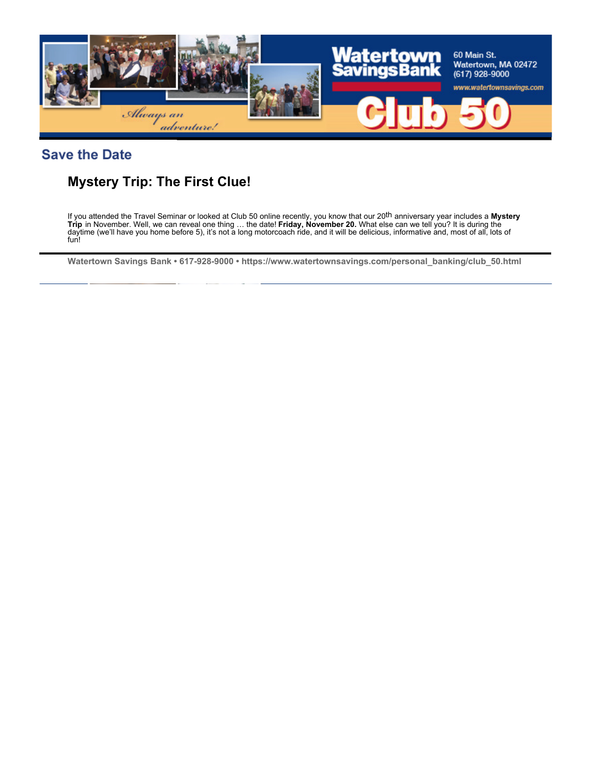Watertown Savings Bank

60 Main St.
Watertown, MA 02472
(617) 928-9000

www.watertownsavings.com

*Always an adventure!*

Club 50

## Save the Date

### Mystery Trip: The First Clue!

If you attended the Travel Seminar or looked at Club 50 online recently, you know that our 20th anniversary year includes a **Mystery Trip** in November. Well, we can reveal one thing … the date! **Friday, November 20.** What else can we tell you? It is during the daytime (we'll have you home before 5), it's not a long motorcoach ride, and it will be delicious, informative and, most of all, lots of fun!

**Watertown Savings Bank • 617-928-9000 • https://www.watertownsavings.com/personal_banking/club_50.html**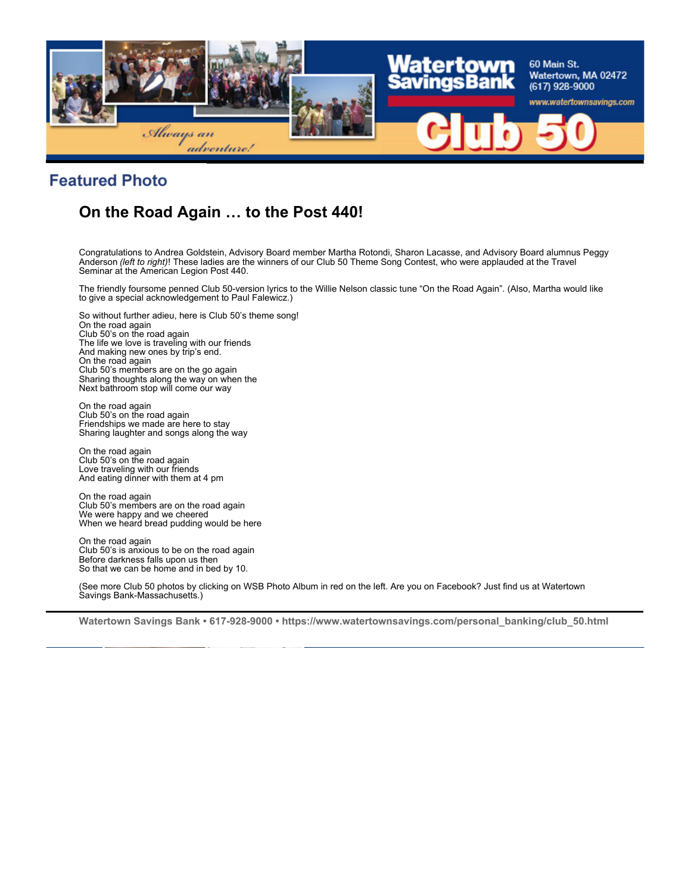Watertown Savings Bank

60 Main St.
Watertown, MA 02472
(617) 928-9000
www.watertownsavings.com

Club 50

*Always an adventure!*

## Featured Photo

# On the Road Again … to the Post 440!

Congratulations to Andrea Goldstein, Advisory Board member Martha Rotondi, Sharon Lacasse, and Advisory Board alumnus Peggy Anderson *(left to right)*! These ladies are the winners of our Club 50 Theme Song Contest, who were applauded at the Travel Seminar at the American Legion Post 440.

The friendly foursome penned Club 50-version lyrics to the Willie Nelson classic tune "On the Road Again". (Also, Martha would like to give a special acknowledgement to Paul Falewicz.)

So without further adieu, here is Club 50's theme song!
On the road again
Club 50's on the road again
The life we love is traveling with our friends
And making new ones by trip's end.
On the road again
Club 50's members are on the go again
Sharing thoughts along the way on when the
Next bathroom stop will come our way

On the road again
Club 50's on the road again
Friendships we made are here to stay
Sharing laughter and songs along the way

On the road again
Club 50's on the road again
Love traveling with our friends
And eating dinner with them at 4 pm

On the road again
Club 50's members are on the road again
We were happy and we cheered
When we heard bread pudding would be here

On the road again
Club 50's is anxious to be on the road again
Before darkness falls upon us then
So that we can be home and in bed by 10.

(See more Club 50 photos by clicking on WSB Photo Album in red on the left. Are you on Facebook? Just find us at Watertown Savings Bank-Massachusetts.)

**Watertown Savings Bank • 617-928-9000 • https://www.watertownsavings.com/personal_banking/club_50.html**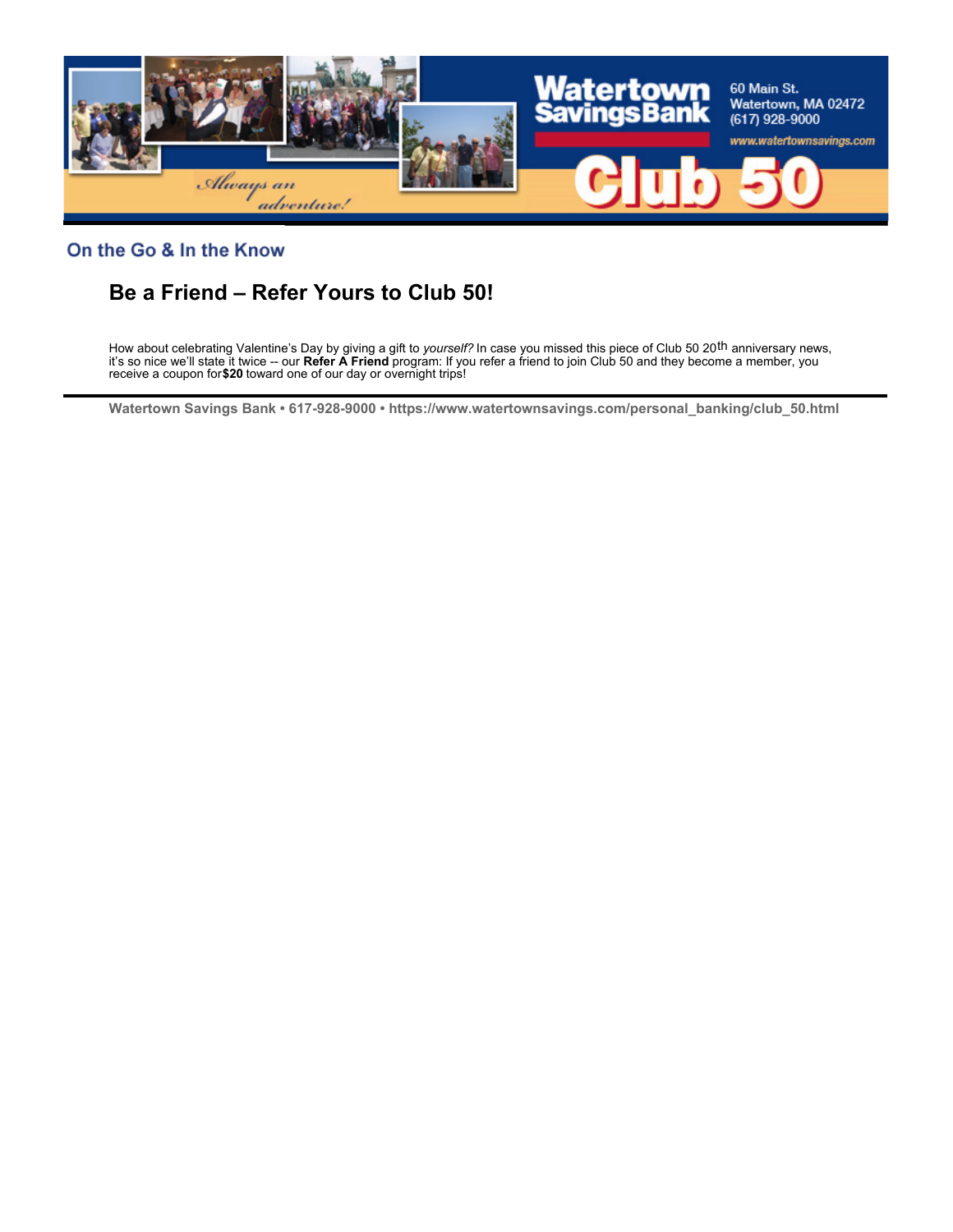On the Go & In the Know

## Be a Friend – Refer Yours to Club 50!

How about celebrating Valentine's Day by giving a gift to *yourself?* In case you missed this piece of Club 50 20th anniversary news, it's so nice we'll state it twice -- our **Refer A Friend** program: If you refer a friend to join Club 50 and they become a member, you receive a coupon for **$20** toward one of our day or overnight trips!

**Watertown Savings Bank • 617-928-9000 • https://www.watertownsavings.com/personal_banking/club_50.html**